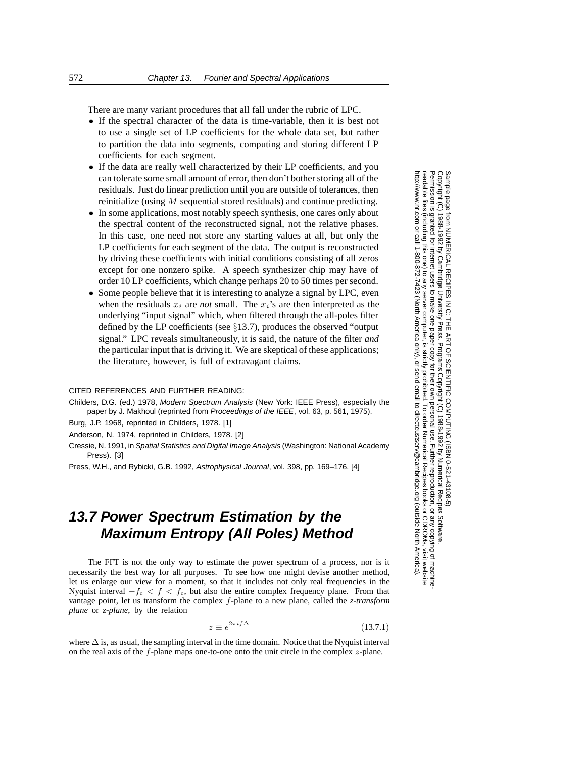There are many variant procedures that all fall under the rubric of LPC.

- If the spectral character of the data is time-variable, then it is best not to use a single set of LP coefficients for the whole data set, but rather to partition the data into segments, computing and storing different LP coefficients for each segment.
- If the data are really well characterized by their LP coefficients, and you can tolerate some small amount of error, then don't bother storing all of the residuals. Just do linear prediction until you are outside of tolerances, then reinitialize (using $M$ sequential stored residuals) and continue predicting.
- In some applications, most notably speech synthesis, one cares only about the spectral content of the reconstructed signal, not the relative phases. In this case, one need not store any starting values at all, but only the LP coefficients for each segment of the data. The output is reconstructed by driving these coefficients with initial conditions consisting of all zeros except for one nonzero spike. A speech synthesizer chip may have of order 10 LP coefficients, which change perhaps 20 to 50 times per second.
- Some people believe that it is interesting to analyze a signal by LPC, even when the residuals $x_i$ are *not* small. The $x_i$'s are then interpreted as the underlying "input signal" which, when filtered through the all-poles filter defined by the LP coefficients (see §13.7), produces the observed "output signal." LPC reveals simultaneously, it is said, the nature of the filter *and* the particular input that is driving it. We are skeptical of these applications; the literature, however, is full of extravagant claims.

CITED REFERENCES AND FURTHER READING:

Childers, D.G. (ed.) 1978, *Modern Spectrum Analysis* (New York: IEEE Press), especially the paper by J. Makhoul (reprinted from *Proceedings of the IEEE*, vol. 63, p. 561, 1975).

Burg, J.P. 1968, reprinted in Childers, 1978. [1]

Anderson, N. 1974, reprinted in Childers, 1978. [2]

Cressie, N. 1991, in *Spatial Statistics and Digital Image Analysis* (Washington: National Academy Press). [3]

Press, W.H., and Rybicki, G.B. 1992, *Astrophysical Journal*, vol. 398, pp. 169–176. [4]

## 13.7 Power Spectrum Estimation by the Maximum Entropy (All Poles) Method

The FFT is not the only way to estimate the power spectrum of a process, nor is it necessarily the best way for all purposes. To see how one might devise another method, let us enlarge our view for a moment, so that it includes not only real frequencies in the Nyquist interval $-f_c < f < f_c$, but also the entire complex frequency plane. From that vantage point, let us transform the complex $f$-plane to a new plane, called the *z-transform plane* or *z-plane*, by the relation

$$z \equiv e^{2\pi i f \Delta} \tag{13.7.1}$$

where $\Delta$ is, as usual, the sampling interval in the time domain. Notice that the Nyquist interval on the real axis of the $f$-plane maps one-to-one onto the unit circle in the complex $z$-plane.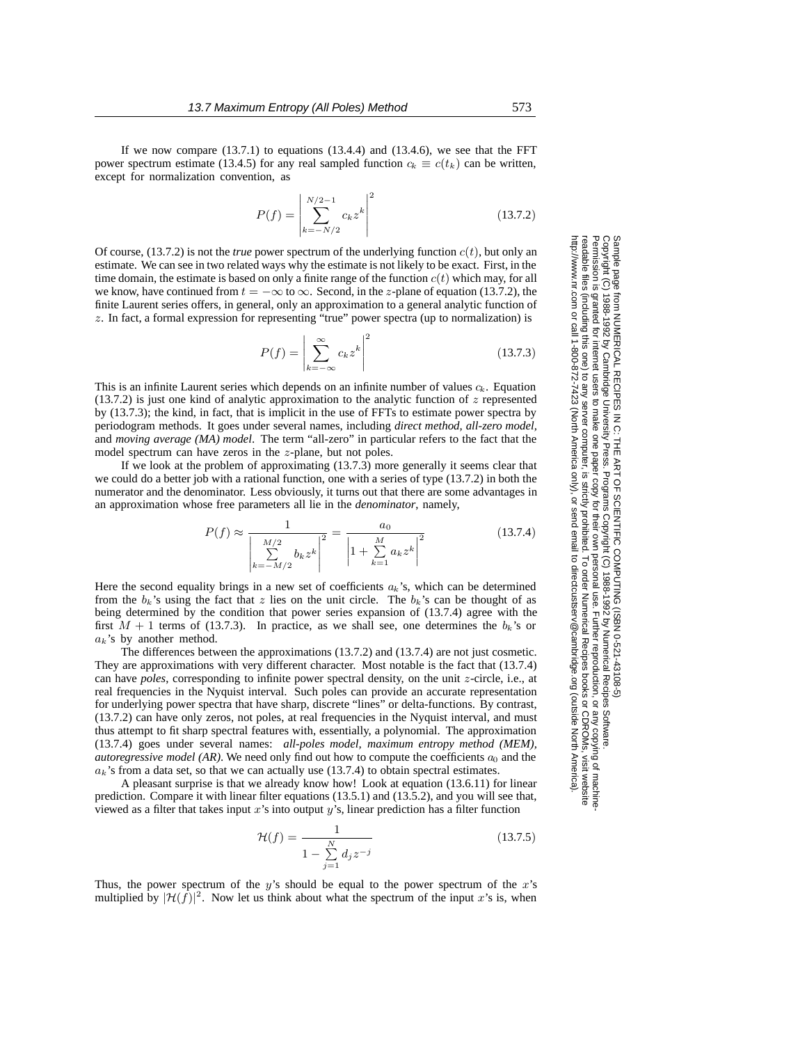If we now compare (13.7.1) to equations (13.4.4) and (13.4.6), we see that the FFT power spectrum estimate (13.4.5) for any real sampled function $c_k \equiv c(t_k)$ can be written, except for normalization convention, as

$$P(f) = \left| \sum_{k=-N/2}^{N/2-1} c_k z^k \right|^2 \tag{13.7.2}$$

Of course, (13.7.2) is not the *true* power spectrum of the underlying function $c(t)$, but only an estimate. We can see in two related ways why the estimate is not likely to be exact. First, in the time domain, the estimate is based on only a finite range of the function $c(t)$ which may, for all we know, have continued from $t = -\infty$ to $\infty$. Second, in the $z$-plane of equation (13.7.2), the finite Laurent series offers, in general, only an approximation to a general analytic function of $z$. In fact, a formal expression for representing "true" power spectra (up to normalization) is

$$P(f) = \left| \sum_{k=-\infty}^{\infty} c_k z^k \right|^2 \tag{13.7.3}$$

This is an infinite Laurent series which depends on an infinite number of values $c_k$. Equation (13.7.2) is just one kind of analytic approximation to the analytic function of $z$ represented by (13.7.3); the kind, in fact, that is implicit in the use of FFTs to estimate power spectra by periodogram methods. It goes under several names, including *direct method*, *all-zero model*, and *moving average (MA) model*. The term "all-zero" in particular refers to the fact that the model spectrum can have zeros in the $z$-plane, but not poles.

If we look at the problem of approximating (13.7.3) more generally it seems clear that we could do a better job with a rational function, one with a series of type (13.7.2) in both the numerator and the denominator. Less obviously, it turns out that there are some advantages in an approximation whose free parameters all lie in the *denominator*, namely,

$$P(f) \approx \frac{1}{\left| \sum\limits_{k=-M/2}^{M/2} b_k z^k \right|^2} = \frac{a_0}{\left| 1 + \sum\limits_{k=1}^{M} a_k z^k \right|^2} \tag{13.7.4}$$

Here the second equality brings in a new set of coefficients $a_k$'s, which can be determined from the $b_k$'s using the fact that $z$ lies on the unit circle. The $b_k$'s can be thought of as being determined by the condition that power series expansion of (13.7.4) agree with the first $M + 1$ terms of (13.7.3). In practice, as we shall see, one determines the $b_k$'s or $a_k$'s by another method.

The differences between the approximations (13.7.2) and (13.7.4) are not just cosmetic. They are approximations with very different character. Most notable is the fact that (13.7.4) can have *poles*, corresponding to infinite power spectral density, on the unit $z$-circle, i.e., at real frequencies in the Nyquist interval. Such poles can provide an accurate representation for underlying power spectra that have sharp, discrete "lines" or delta-functions. By contrast, (13.7.2) can have only zeros, not poles, at real frequencies in the Nyquist interval, and must thus attempt to fit sharp spectral features with, essentially, a polynomial. The approximation (13.7.4) goes under several names: *all-poles model*, *maximum entropy method (MEM)*, *autoregressive model (AR)*. We need only find out how to compute the coefficients $a_0$ and the $a_k$'s from a data set, so that we can actually use (13.7.4) to obtain spectral estimates.

A pleasant surprise is that we already know how! Look at equation (13.6.11) for linear prediction. Compare it with linear filter equations (13.5.1) and (13.5.2), and you will see that, viewed as a filter that takes input $x$'s into output $y$'s, linear prediction has a filter function

$$\mathcal{H}(f) = \frac{1}{1 - \sum\limits_{j=1}^{N} d_j z^{-j}} \tag{13.7.5}$$

Thus, the power spectrum of the $y$'s should be equal to the power spectrum of the $x$'s multiplied by $|\mathcal{H}(f)|^2$. Now let us think about what the spectrum of the input $x$'s is, when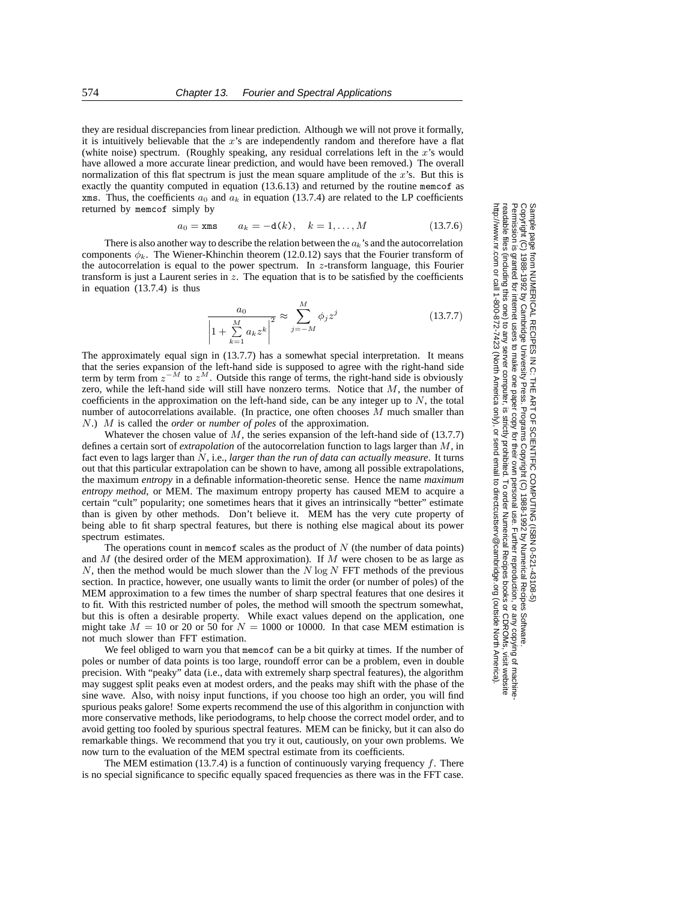they are residual discrepancies from linear prediction. Although we will not prove it formally, it is intuitively believable that the $x$'s are independently random and therefore have a flat (white noise) spectrum. (Roughly speaking, any residual correlations left in the $x$'s would have allowed a more accurate linear prediction, and would have been removed.) The overall normalization of this flat spectrum is just the mean square amplitude of the $x$'s. But this is exactly the quantity computed in equation (13.6.13) and returned by the routine memcof as xms. Thus, the coefficients $a_0$ and $a_k$ in equation (13.7.4) are related to the LP coefficients returned by memcof simply by

$$a_0 = \texttt{xms} \qquad a_k = -\texttt{d}(k), \quad k = 1, \ldots, M \tag{13.7.6}$$

There is also another way to describe the relation between the $a_k$'s and the autocorrelation components $\phi_k$. The Wiener-Khinchin theorem (12.0.12) says that the Fourier transform of the autocorrelation is equal to the power spectrum. In $z$-transform language, this Fourier transform is just a Laurent series in $z$. The equation that is to be satisfied by the coefficients in equation (13.7.4) is thus

$$\frac{a_0}{\left|1 + \sum\limits_{k=1}^{M} a_k z^k\right|^2} \approx \sum_{j=-M}^{M} \phi_j z^j \tag{13.7.7}$$

The approximately equal sign in (13.7.7) has a somewhat special interpretation. It means that the series expansion of the left-hand side is supposed to agree with the right-hand side term by term from $z^{-M}$ to $z^M$. Outside this range of terms, the right-hand side is obviously zero, while the left-hand side will still have nonzero terms. Notice that $M$, the number of coefficients in the approximation on the left-hand side, can be any integer up to $N$, the total number of autocorrelations available. (In practice, one often chooses $M$ much smaller than $N$.) $M$ is called the *order* or *number of poles* of the approximation.

Whatever the chosen value of $M$, the series expansion of the left-hand side of (13.7.7) defines a certain sort of *extrapolation* of the autocorrelation function to lags larger than $M$, in fact even to lags larger than $N$, i.e., *larger than the run of data can actually measure*. It turns out that this particular extrapolation can be shown to have, among all possible extrapolations, the maximum *entropy* in a definable information-theoretic sense. Hence the name *maximum entropy method*, or MEM. The maximum entropy property has caused MEM to acquire a certain "cult" popularity; one sometimes hears that it gives an intrinsically "better" estimate than is given by other methods. Don't believe it. MEM has the very cute property of being able to fit sharp spectral features, but there is nothing else magical about its power spectrum estimates.

The operations count in memcof scales as the product of $N$ (the number of data points) and $M$ (the desired order of the MEM approximation). If $M$ were chosen to be as large as $N$, then the method would be much slower than the $N \log N$ FFT methods of the previous section. In practice, however, one usually wants to limit the order (or number of poles) of the MEM approximation to a few times the number of sharp spectral features that one desires it to fit. With this restricted number of poles, the method will smooth the spectrum somewhat, but this is often a desirable property. While exact values depend on the application, one might take $M = 10$ or 20 or 50 for $N = 1000$ or 10000. In that case MEM estimation is not much slower than FFT estimation.

We feel obliged to warn you that memcof can be a bit quirky at times. If the number of poles or number of data points is too large, roundoff error can be a problem, even in double precision. With "peaky" data (i.e., data with extremely sharp spectral features), the algorithm may suggest split peaks even at modest orders, and the peaks may shift with the phase of the sine wave. Also, with noisy input functions, if you choose too high an order, you will find spurious peaks galore! Some experts recommend the use of this algorithm in conjunction with more conservative methods, like periodograms, to help choose the correct model order, and to avoid getting too fooled by spurious spectral features. MEM can be finicky, but it can also do remarkable things. We recommend that you try it out, cautiously, on your own problems. We now turn to the evaluation of the MEM spectral estimate from its coefficients.

The MEM estimation (13.7.4) is a function of continuously varying frequency $f$. There is no special significance to specific equally spaced frequencies as there was in the FFT case.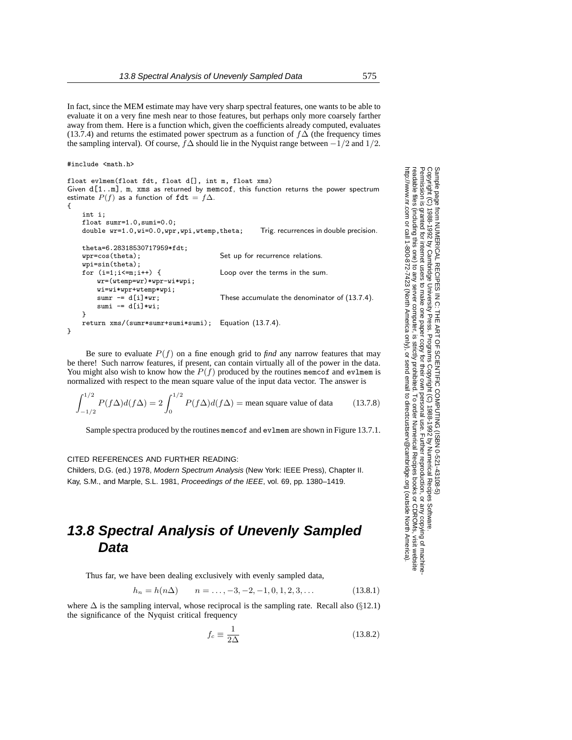In fact, since the MEM estimate may have very sharp spectral features, one wants to be able to evaluate it on a very fine mesh near to those features, but perhaps only more coarsely farther away from them. Here is a function which, given the coefficients already computed, evaluates (13.7.4) and returns the estimated power spectrum as a function of $f\Delta$ (the frequency times the sampling interval). Of course, $f\Delta$ should lie in the Nyquist range between $-1/2$ and $1/2$.

```
#include <math.h>

float evlmem(float fdt, float d[], int m, float xms)
Given d[1..m], m, xms as returned by memcof, this function returns the power spectrum
estimate P(f) as a function of fdt = fΔ.
{
    int i;
    float sumr=1.0,sumi=0.0;
    double wr=1.0,wi=0.0,wpr,wpi,wtemp,theta;      Trig. recurrences in double precision.

    theta=6.28318530717959*fdt;
    wpr=cos(theta);                             Set up for recurrence relations.
    wpi=sin(theta);
    for (i=1;i<=m;i++) {                        Loop over the terms in the sum.
        wr=(wtemp=wr)*wpr-wi*wpi;
        wi=wi*wpr+wtemp*wpi;
        sumr -= d[i]*wr;                        These accumulate the denominator of (13.7.4).
        sumi -= d[i]*wi;
    }
    return xms/(sumr*sumr+sumi*sumi);   Equation (13.7.4).
}
```

Be sure to evaluate $P(f)$ on a fine enough grid to *find* any narrow features that may be there! Such narrow features, if present, can contain virtually all of the power in the data. You might also wish to know how the $P(f)$ produced by the routines memcof and evlmem is normalized with respect to the mean square value of the input data vector. The answer is

$$\int_{-1/2}^{1/2} P(f\Delta)d(f\Delta) = 2\int_{0}^{1/2} P(f\Delta)d(f\Delta) = \text{mean square value of data} \qquad (13.7.8)$$

Sample spectra produced by the routines memcof and evlmem are shown in Figure 13.7.1.

CITED REFERENCES AND FURTHER READING:

Childers, D.G. (ed.) 1978, *Modern Spectrum Analysis* (New York: IEEE Press), Chapter II.

Kay, S.M., and Marple, S.L. 1981, *Proceedings of the IEEE*, vol. 69, pp. 1380–1419.

## 13.8 Spectral Analysis of Unevenly Sampled Data

Thus far, we have been dealing exclusively with evenly sampled data,

$$h_n = h(n\Delta) \qquad n = \ldots, -3, -2, -1, 0, 1, 2, 3, \ldots \qquad (13.8.1)$$

where $\Delta$ is the sampling interval, whose reciprocal is the sampling rate. Recall also (§12.1) the significance of the Nyquist critical frequency

$$f_c \equiv \frac{1}{2\Delta} \qquad (13.8.2)$$